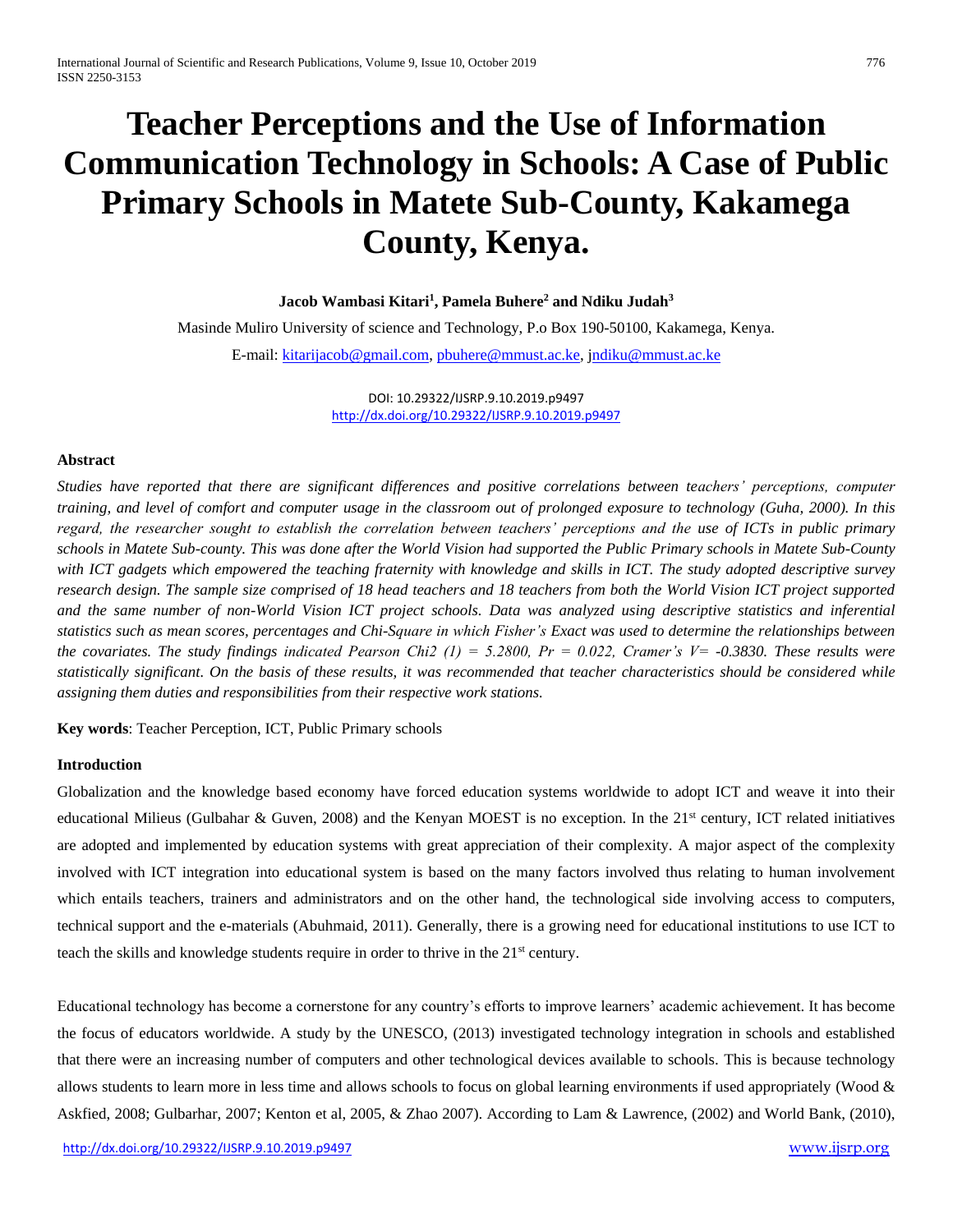# Teacher Perceptions and the Use of Information Communication Technology in Schools: A Case of Public Primary Schools in Matete Sub-County, Kakamega County, Kenya.

**Jacob Wambasi Kitari[1], Pamela Buhere[2] and Ndiku Judah[3]**

Masinde Muliro University of science and Technology, P.o Box 190-50100, Kakamega, Kenya.

E-mail: kitarijacob@gmail.com, pbuhere@mmust.ac.ke, jndiku@mmust.ac.ke

DOI: 10.29322/IJSRP.9.10.2019.p9497
http://dx.doi.org/10.29322/IJSRP.9.10.2019.p9497

**Abstract**

*Studies have reported that there are significant differences and positive correlations between teachers' perceptions, computer training, and level of comfort and computer usage in the classroom out of prolonged exposure to technology (Guha, 2000). In this regard, the researcher sought to establish the correlation between teachers' perceptions and the use of ICTs in public primary schools in Matete Sub-county. This was done after the World Vision had supported the Public Primary schools in Matete Sub-County with ICT gadgets which empowered the teaching fraternity with knowledge and skills in ICT. The study adopted descriptive survey research design. The sample size comprised of 18 head teachers and 18 teachers from both the World Vision ICT project supported and the same number of non-World Vision ICT project schools. Data was analyzed using descriptive statistics and inferential statistics such as mean scores, percentages and Chi-Square in which Fisher's Exact was used to determine the relationships between the covariates. The study findings indicated Pearson Chi2 (1) = 5.2800, Pr = 0.022, Cramer's V= -0.3830. These results were statistically significant. On the basis of these results, it was recommended that teacher characteristics should be considered while assigning them duties and responsibilities from their respective work stations.*

**Key words**: Teacher Perception, ICT, Public Primary schools

**Introduction**

Globalization and the knowledge based economy have forced education systems worldwide to adopt ICT and weave it into their educational Milieus (Gulbahar & Guven, 2008) and the Kenyan MOEST is no exception. In the 21st century, ICT related initiatives are adopted and implemented by education systems with great appreciation of their complexity. A major aspect of the complexity involved with ICT integration into educational system is based on the many factors involved thus relating to human involvement which entails teachers, trainers and administrators and on the other hand, the technological side involving access to computers, technical support and the e-materials (Abuhmaid, 2011). Generally, there is a growing need for educational institutions to use ICT to teach the skills and knowledge students require in order to thrive in the 21st century.

Educational technology has become a cornerstone for any country's efforts to improve learners' academic achievement. It has become the focus of educators worldwide. A study by the UNESCO, (2013) investigated technology integration in schools and established that there were an increasing number of computers and other technological devices available to schools. This is because technology allows students to learn more in less time and allows schools to focus on global learning environments if used appropriately (Wood & Askfied, 2008; Gulbarhar, 2007; Kenton et al, 2005, & Zhao 2007). According to Lam & Lawrence, (2002) and World Bank, (2010),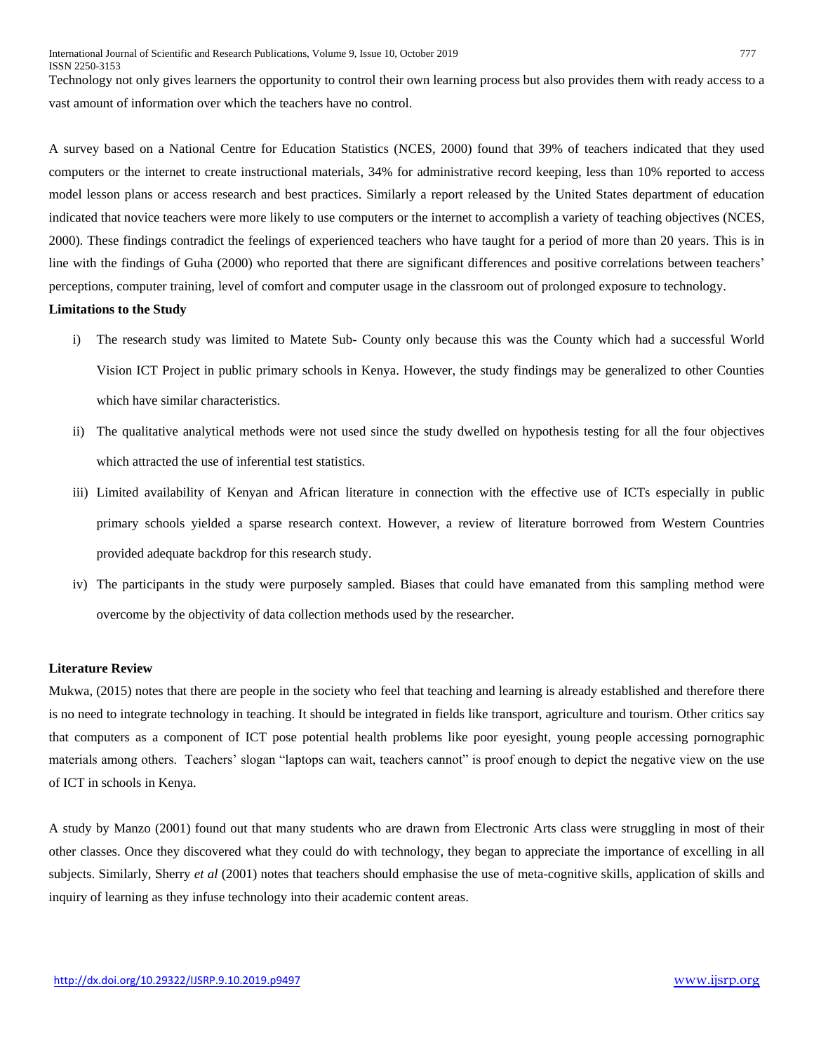Technology not only gives learners the opportunity to control their own learning process but also provides them with ready access to a vast amount of information over which the teachers have no control.

A survey based on a National Centre for Education Statistics (NCES, 2000) found that 39% of teachers indicated that they used computers or the internet to create instructional materials, 34% for administrative record keeping, less than 10% reported to access model lesson plans or access research and best practices. Similarly a report released by the United States department of education indicated that novice teachers were more likely to use computers or the internet to accomplish a variety of teaching objectives (NCES, 2000). These findings contradict the feelings of experienced teachers who have taught for a period of more than 20 years. This is in line with the findings of Guha (2000) who reported that there are significant differences and positive correlations between teachers' perceptions, computer training, level of comfort and computer usage in the classroom out of prolonged exposure to technology.

**Limitations to the Study**

i) The research study was limited to Matete Sub- County only because this was the County which had a successful World Vision ICT Project in public primary schools in Kenya. However, the study findings may be generalized to other Counties which have similar characteristics.

ii) The qualitative analytical methods were not used since the study dwelled on hypothesis testing for all the four objectives which attracted the use of inferential test statistics.

iii) Limited availability of Kenyan and African literature in connection with the effective use of ICTs especially in public primary schools yielded a sparse research context. However, a review of literature borrowed from Western Countries provided adequate backdrop for this research study.

iv) The participants in the study were purposely sampled. Biases that could have emanated from this sampling method were overcome by the objectivity of data collection methods used by the researcher.

**Literature Review**

Mukwa, (2015) notes that there are people in the society who feel that teaching and learning is already established and therefore there is no need to integrate technology in teaching. It should be integrated in fields like transport, agriculture and tourism. Other critics say that computers as a component of ICT pose potential health problems like poor eyesight, young people accessing pornographic materials among others. Teachers' slogan "laptops can wait, teachers cannot" is proof enough to depict the negative view on the use of ICT in schools in Kenya.

A study by Manzo (2001) found out that many students who are drawn from Electronic Arts class were struggling in most of their other classes. Once they discovered what they could do with technology, they began to appreciate the importance of excelling in all subjects. Similarly, Sherry *et al* (2001) notes that teachers should emphasise the use of meta-cognitive skills, application of skills and inquiry of learning as they infuse technology into their academic content areas.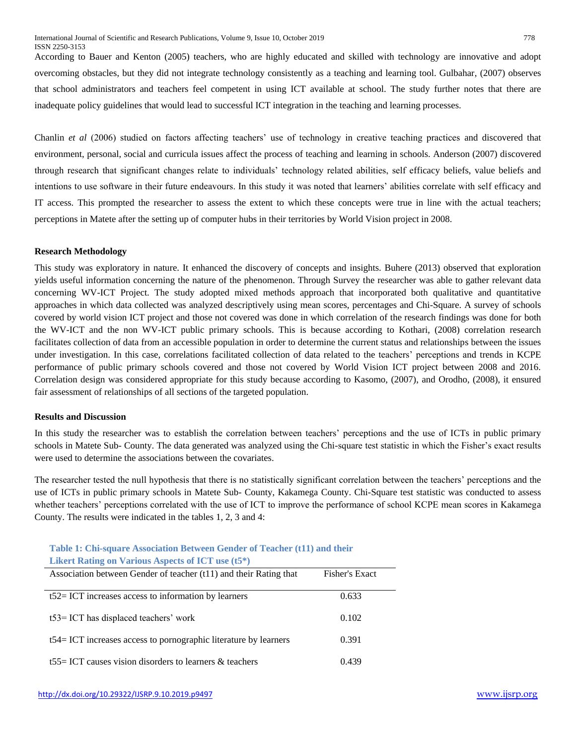According to Bauer and Kenton (2005) teachers, who are highly educated and skilled with technology are innovative and adopt overcoming obstacles, but they did not integrate technology consistently as a teaching and learning tool. Gulbahar, (2007) observes that school administrators and teachers feel competent in using ICT available at school. The study further notes that there are inadequate policy guidelines that would lead to successful ICT integration in the teaching and learning processes.

Chanlin *et al* (2006) studied on factors affecting teachers' use of technology in creative teaching practices and discovered that environment, personal, social and curricula issues affect the process of teaching and learning in schools. Anderson (2007) discovered through research that significant changes relate to individuals' technology related abilities, self efficacy beliefs, value beliefs and intentions to use software in their future endeavours. In this study it was noted that learners' abilities correlate with self efficacy and IT access. This prompted the researcher to assess the extent to which these concepts were true in line with the actual teachers; perceptions in Matete after the setting up of computer hubs in their territories by World Vision project in 2008.

**Research Methodology**

This study was exploratory in nature. It enhanced the discovery of concepts and insights. Buhere (2013) observed that exploration yields useful information concerning the nature of the phenomenon. Through Survey the researcher was able to gather relevant data concerning WV-ICT Project. The study adopted mixed methods approach that incorporated both qualitative and quantitative approaches in which data collected was analyzed descriptively using mean scores, percentages and Chi-Square. A survey of schools covered by world vision ICT project and those not covered was done in which correlation of the research findings was done for both the WV-ICT and the non WV-ICT public primary schools. This is because according to Kothari, (2008) correlation research facilitates collection of data from an accessible population in order to determine the current status and relationships between the issues under investigation. In this case, correlations facilitated collection of data related to the teachers' perceptions and trends in KCPE performance of public primary schools covered and those not covered by World Vision ICT project between 2008 and 2016. Correlation design was considered appropriate for this study because according to Kasomo, (2007), and Orodho, (2008), it ensured fair assessment of relationships of all sections of the targeted population.

**Results and Discussion**

In this study the researcher was to establish the correlation between teachers' perceptions and the use of ICTs in public primary schools in Matete Sub- County. The data generated was analyzed using the Chi-square test statistic in which the Fisher's exact results were used to determine the associations between the covariates.

The researcher tested the null hypothesis that there is no statistically significant correlation between the teachers' perceptions and the use of ICTs in public primary schools in Matete Sub- County, Kakamega County. Chi-Square test statistic was conducted to assess whether teachers' perceptions correlated with the use of ICT to improve the performance of school KCPE mean scores in Kakamega County. The results were indicated in the tables 1, 2, 3 and 4:

**Table 1: Chi-square Association Between Gender of Teacher (t11) and their Likert Rating on Various Aspects of ICT use (t5*)**

| Association between Gender of teacher (t11) and their Rating that | Fisher's Exact |
|---|---|
| t52= ICT increases access to information by learners | 0.633 |
| t53= ICT has displaced teachers' work | 0.102 |
| t54= ICT increases access to pornographic literature by learners | 0.391 |
| t55= ICT causes vision disorders to learners & teachers | 0.439 |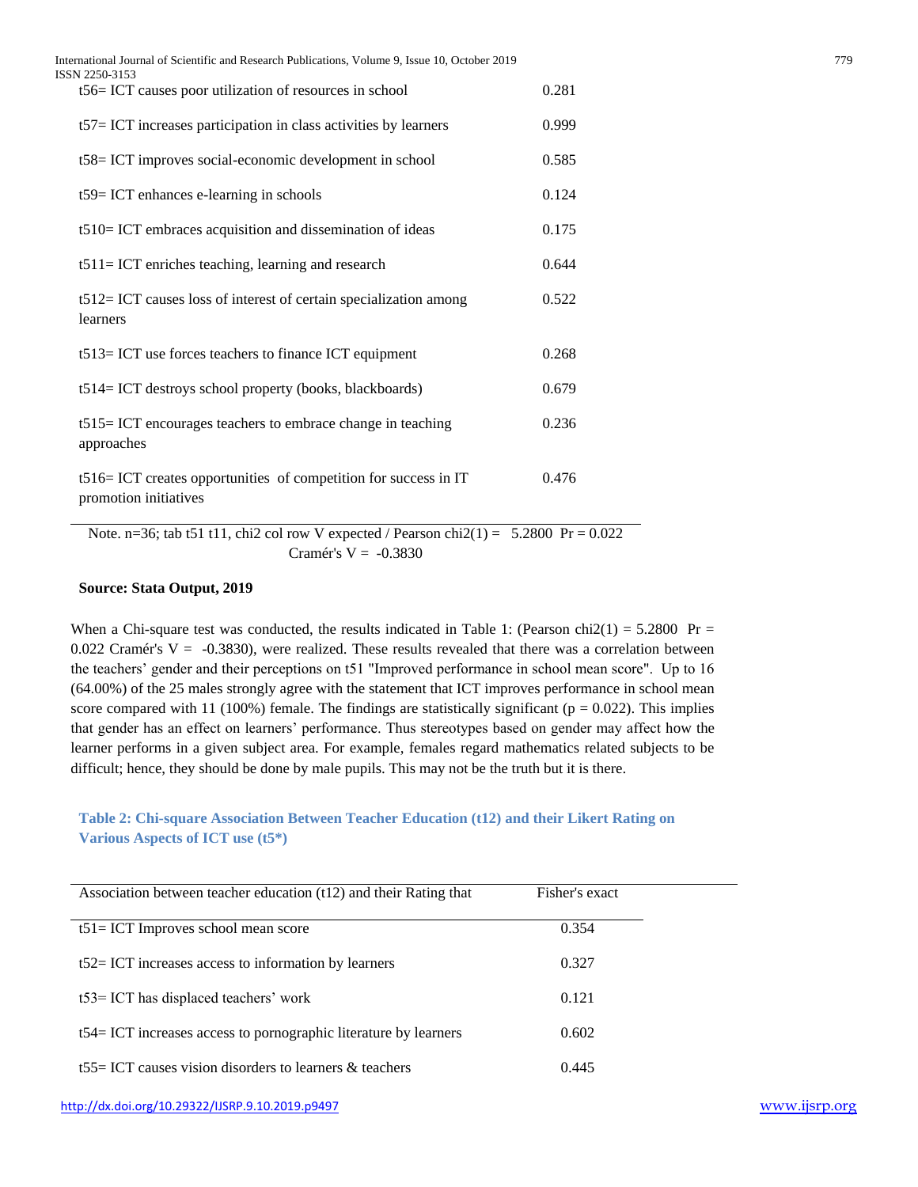| | |
|---|---|
| t56= ICT causes poor utilization of resources in school | 0.281 |
| t57= ICT increases participation in class activities by learners | 0.999 |
| t58= ICT improves social-economic development in school | 0.585 |
| t59= ICT enhances e-learning in schools | 0.124 |
| t510= ICT embraces acquisition and dissemination of ideas | 0.175 |
| t511= ICT enriches teaching, learning and research | 0.644 |
| t512= ICT causes loss of interest of certain specialization among learners | 0.522 |
| t513= ICT use forces teachers to finance ICT equipment | 0.268 |
| t514= ICT destroys school property (books, blackboards) | 0.679 |
| t515= ICT encourages teachers to embrace change in teaching approaches | 0.236 |
| t516= ICT creates opportunities of competition for success in IT promotion initiatives | 0.476 |

Note. n=36; tab t51 t11, chi2 col row V expected / Pearson chi2(1) = 5.2800 Pr = 0.022 Cramér's V = -0.3830

**Source: Stata Output, 2019**

When a Chi-square test was conducted, the results indicated in Table 1: (Pearson chi2(1) = 5.2800 Pr = 0.022 Cramér's V = -0.3830), were realized. These results revealed that there was a correlation between the teachers' gender and their perceptions on t51 "Improved performance in school mean score". Up to 16 (64.00%) of the 25 males strongly agree with the statement that ICT improves performance in school mean score compared with 11 (100%) female. The findings are statistically significant ($p = 0.022$). This implies that gender has an effect on learners' performance. Thus stereotypes based on gender may affect how the learner performs in a given subject area. For example, females regard mathematics related subjects to be difficult; hence, they should be done by male pupils. This may not be the truth but it is there.

**Table 2: Chi-square Association Between Teacher Education (t12) and their Likert Rating on Various Aspects of ICT use (t5*)**

| Association between teacher education (t12) and their Rating that | Fisher's exact |
|---|---|
| t51= ICT Improves school mean score | 0.354 |
| t52= ICT increases access to information by learners | 0.327 |
| t53= ICT has displaced teachers' work | 0.121 |
| t54= ICT increases access to pornographic literature by learners | 0.602 |
| t55= ICT causes vision disorders to learners & teachers | 0.445 |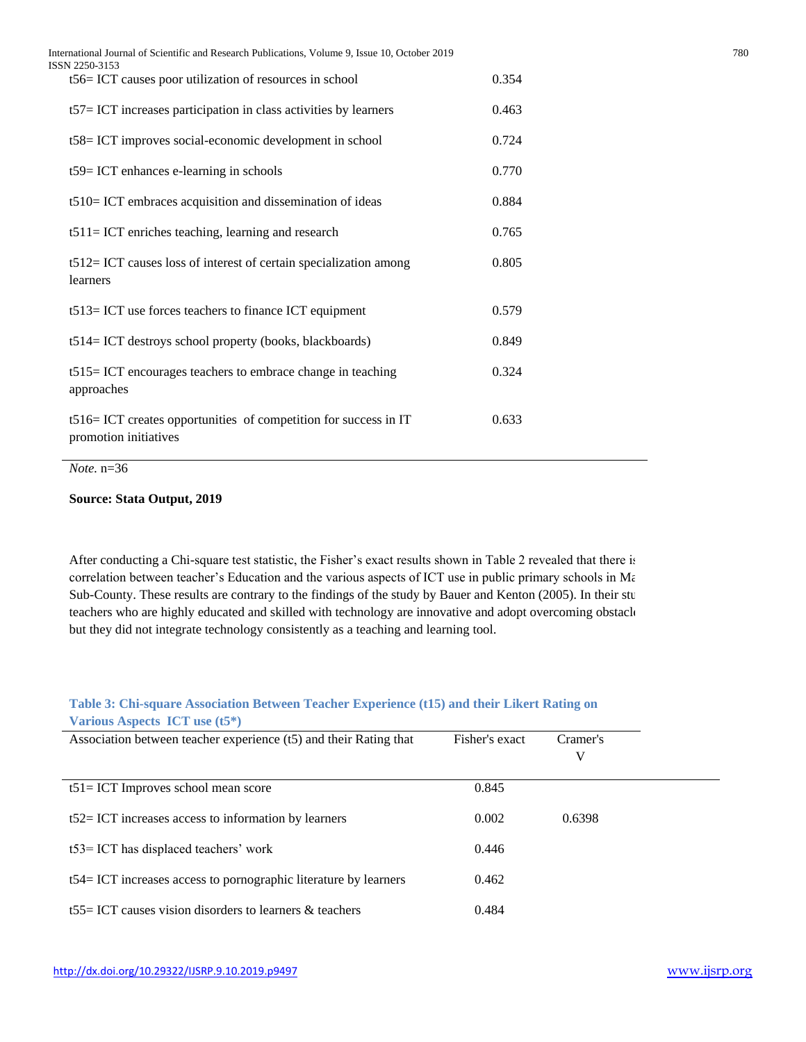| | |
|---|---|
| t56= ICT causes poor utilization of resources in school | 0.354 |
| t57= ICT increases participation in class activities by learners | 0.463 |
| t58= ICT improves social-economic development in school | 0.724 |
| t59= ICT enhances e-learning in schools | 0.770 |
| t510= ICT embraces acquisition and dissemination of ideas | 0.884 |
| t511= ICT enriches teaching, learning and research | 0.765 |
| t512= ICT causes loss of interest of certain specialization among learners | 0.805 |
| t513= ICT use forces teachers to finance ICT equipment | 0.579 |
| t514= ICT destroys school property (books, blackboards) | 0.849 |
| t515= ICT encourages teachers to embrace change in teaching approaches | 0.324 |
| t516= ICT creates opportunities of competition for success in IT promotion initiatives | 0.633 |

*Note.* n=36

**Source: Stata Output, 2019**

After conducting a Chi-square test statistic, the Fisher's exact results shown in Table 2 revealed that there is correlation between teacher's Education and the various aspects of ICT use in public primary schools in Ma Sub-County. These results are contrary to the findings of the study by Bauer and Kenton (2005). In their stu teachers who are highly educated and skilled with technology are innovative and adopt overcoming obstacl but they did not integrate technology consistently as a teaching and learning tool.

**Table 3: Chi-square Association Between Teacher Experience (t15) and their Likert Rating on Various Aspects ICT use (t5\*)**

| Association between teacher experience (t5) and their Rating that | Fisher's exact | Cramer's V |
|---|---|---|
| t51= ICT Improves school mean score | 0.845 | |
| t52= ICT increases access to information by learners | 0.002 | 0.6398 |
| t53= ICT has displaced teachers' work | 0.446 | |
| t54= ICT increases access to pornographic literature by learners | 0.462 | |
| t55= ICT causes vision disorders to learners & teachers | 0.484 | |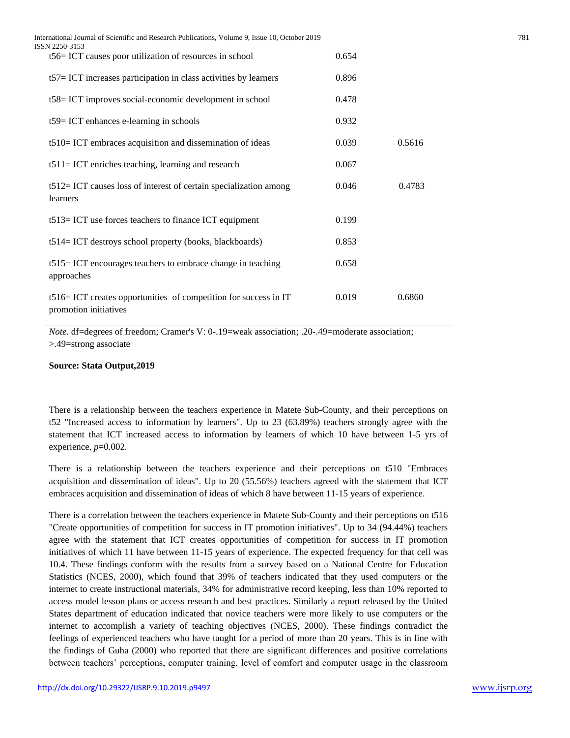| | | |
|---|---|---|
| t56= ICT causes poor utilization of resources in school | 0.654 | |
| t57= ICT increases participation in class activities by learners | 0.896 | |
| t58= ICT improves social-economic development in school | 0.478 | |
| t59= ICT enhances e-learning in schools | 0.932 | |
| t510= ICT embraces acquisition and dissemination of ideas | 0.039 | 0.5616 |
| t511= ICT enriches teaching, learning and research | 0.067 | |
| t512= ICT causes loss of interest of certain specialization among learners | 0.046 | 0.4783 |
| t513= ICT use forces teachers to finance ICT equipment | 0.199 | |
| t514= ICT destroys school property (books, blackboards) | 0.853 | |
| t515= ICT encourages teachers to embrace change in teaching approaches | 0.658 | |
| t516= ICT creates opportunities of competition for success in IT promotion initiatives | 0.019 | 0.6860 |

*Note.* df=degrees of freedom; Cramer's V: 0-.19=weak association; .20-.49=moderate association; >.49=strong associate

**Source: Stata Output,2019**

There is a relationship between the teachers experience in Matete Sub-County, and their perceptions on t52 "Increased access to information by learners". Up to 23 (63.89%) teachers strongly agree with the statement that ICT increased access to information by learners of which 10 have between 1-5 yrs of experience, $p$=0.002.

There is a relationship between the teachers experience and their perceptions on t510 "Embraces acquisition and dissemination of ideas". Up to 20 (55.56%) teachers agreed with the statement that ICT embraces acquisition and dissemination of ideas of which 8 have between 11-15 years of experience.

There is a correlation between the teachers experience in Matete Sub-County and their perceptions on t516 "Create opportunities of competition for success in IT promotion initiatives". Up to 34 (94.44%) teachers agree with the statement that ICT creates opportunities of competition for success in IT promotion initiatives of which 11 have between 11-15 years of experience. The expected frequency for that cell was 10.4. These findings conform with the results from a survey based on a National Centre for Education Statistics (NCES, 2000), which found that 39% of teachers indicated that they used computers or the internet to create instructional materials, 34% for administrative record keeping, less than 10% reported to access model lesson plans or access research and best practices. Similarly a report released by the United States department of education indicated that novice teachers were more likely to use computers or the internet to accomplish a variety of teaching objectives (NCES, 2000). These findings contradict the feelings of experienced teachers who have taught for a period of more than 20 years. This is in line with the findings of Guha (2000) who reported that there are significant differences and positive correlations between teachers' perceptions, computer training, level of comfort and computer usage in the classroom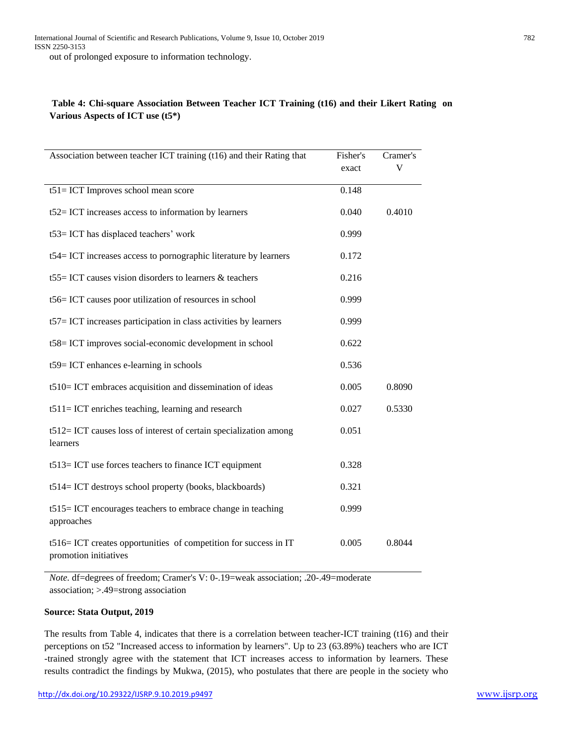out of prolonged exposure to information technology.

**Table 4: Chi-square Association Between Teacher ICT Training (t16) and their Likert Rating on Various Aspects of ICT use (t5*)**

| Association between teacher ICT training (t16) and their Rating that | Fisher's exact | Cramer's V |
|---|---|---|
| t51= ICT Improves school mean score | 0.148 | |
| t52= ICT increases access to information by learners | 0.040 | 0.4010 |
| t53= ICT has displaced teachers' work | 0.999 | |
| t54= ICT increases access to pornographic literature by learners | 0.172 | |
| t55= ICT causes vision disorders to learners & teachers | 0.216 | |
| t56= ICT causes poor utilization of resources in school | 0.999 | |
| t57= ICT increases participation in class activities by learners | 0.999 | |
| t58= ICT improves social-economic development in school | 0.622 | |
| t59= ICT enhances e-learning in schools | 0.536 | |
| t510= ICT embraces acquisition and dissemination of ideas | 0.005 | 0.8090 |
| t511= ICT enriches teaching, learning and research | 0.027 | 0.5330 |
| t512= ICT causes loss of interest of certain specialization among learners | 0.051 | |
| t513= ICT use forces teachers to finance ICT equipment | 0.328 | |
| t514= ICT destroys school property (books, blackboards) | 0.321 | |
| t515= ICT encourages teachers to embrace change in teaching approaches | 0.999 | |
| t516= ICT creates opportunities of competition for success in IT promotion initiatives | 0.005 | 0.8044 |

*Note.* df=degrees of freedom; Cramer's V: 0-.19=weak association; .20-.49=moderate association; >.49=strong association

**Source: Stata Output, 2019**

The results from Table 4, indicates that there is a correlation between teacher-ICT training (t16) and their perceptions on t52 "Increased access to information by learners". Up to 23 (63.89%) teachers who are ICT -trained strongly agree with the statement that ICT increases access to information by learners. These results contradict the findings by Mukwa, (2015), who postulates that there are people in the society who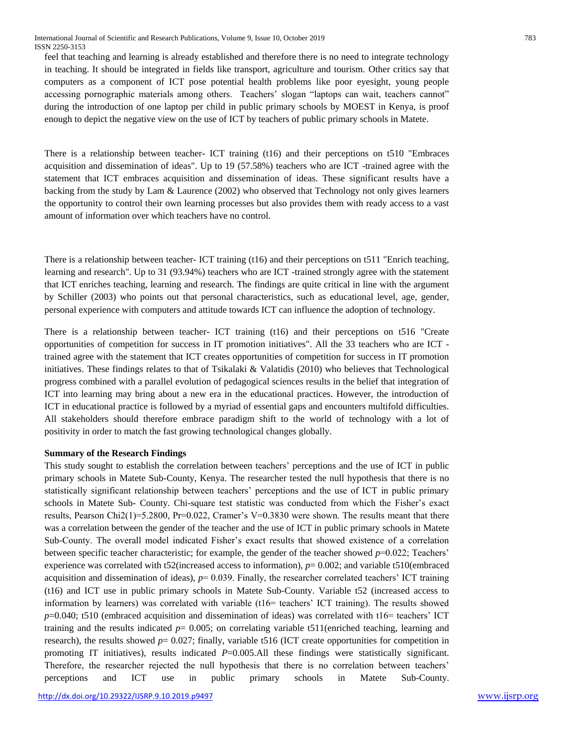feel that teaching and learning is already established and therefore there is no need to integrate technology in teaching. It should be integrated in fields like transport, agriculture and tourism. Other critics say that computers as a component of ICT pose potential health problems like poor eyesight, young people accessing pornographic materials among others. Teachers' slogan "laptops can wait, teachers cannot" during the introduction of one laptop per child in public primary schools by MOEST in Kenya, is proof enough to depict the negative view on the use of ICT by teachers of public primary schools in Matete.

There is a relationship between teacher- ICT training (t16) and their perceptions on t510 "Embraces acquisition and dissemination of ideas". Up to 19 (57.58%) teachers who are ICT -trained agree with the statement that ICT embraces acquisition and dissemination of ideas. These significant results have a backing from the study by Lam & Laurence (2002) who observed that Technology not only gives learners the opportunity to control their own learning processes but also provides them with ready access to a vast amount of information over which teachers have no control.

There is a relationship between teacher- ICT training (t16) and their perceptions on t511 "Enrich teaching, learning and research". Up to 31 (93.94%) teachers who are ICT -trained strongly agree with the statement that ICT enriches teaching, learning and research. The findings are quite critical in line with the argument by Schiller (2003) who points out that personal characteristics, such as educational level, age, gender, personal experience with computers and attitude towards ICT can influence the adoption of technology.

There is a relationship between teacher- ICT training (t16) and their perceptions on t516 "Create opportunities of competition for success in IT promotion initiatives". All the 33 teachers who are ICT -trained agree with the statement that ICT creates opportunities of competition for success in IT promotion initiatives. These findings relates to that of Tsikalaki & Valatidis (2010) who believes that Technological progress combined with a parallel evolution of pedagogical sciences results in the belief that integration of ICT into learning may bring about a new era in the educational practices. However, the introduction of ICT in educational practice is followed by a myriad of essential gaps and encounters multifold difficulties. All stakeholders should therefore embrace paradigm shift to the world of technology with a lot of positivity in order to match the fast growing technological changes globally.

**Summary of the Research Findings**

This study sought to establish the correlation between teachers' perceptions and the use of ICT in public primary schools in Matete Sub-County, Kenya. The researcher tested the null hypothesis that there is no statistically significant relationship between teachers' perceptions and the use of ICT in public primary schools in Matete Sub- County. Chi-square test statistic was conducted from which the Fisher's exact results, Pearson Chi2(1)=5.2800, Pr=0.022, Cramer's V=0.3830 were shown. The results meant that there was a correlation between the gender of the teacher and the use of ICT in public primary schools in Matete Sub-County. The overall model indicated Fisher's exact results that showed existence of a correlation between specific teacher characteristic; for example, the gender of the teacher showed $p=0.022$; Teachers' experience was correlated with t52(increased access to information), $p= 0.002$; and variable t510(embraced acquisition and dissemination of ideas), $p= 0.039$. Finally, the researcher correlated teachers' ICT training (t16) and ICT use in public primary schools in Matete Sub-County. Variable t52 (increased access to information by learners) was correlated with variable (t16= teachers' ICT training). The results showed $p=0.040$; t510 (embraced acquisition and dissemination of ideas) was correlated with t16= teachers' ICT training and the results indicated $p= 0.005$; on correlating variable t511(enriched teaching, learning and research), the results showed $p= 0.027$; finally, variable t516 (ICT create opportunities for competition in promoting IT initiatives), results indicated $P=0.005$.All these findings were statistically significant. Therefore, the researcher rejected the null hypothesis that there is no correlation between teachers' perceptions and ICT use in public primary schools in Matete Sub-County.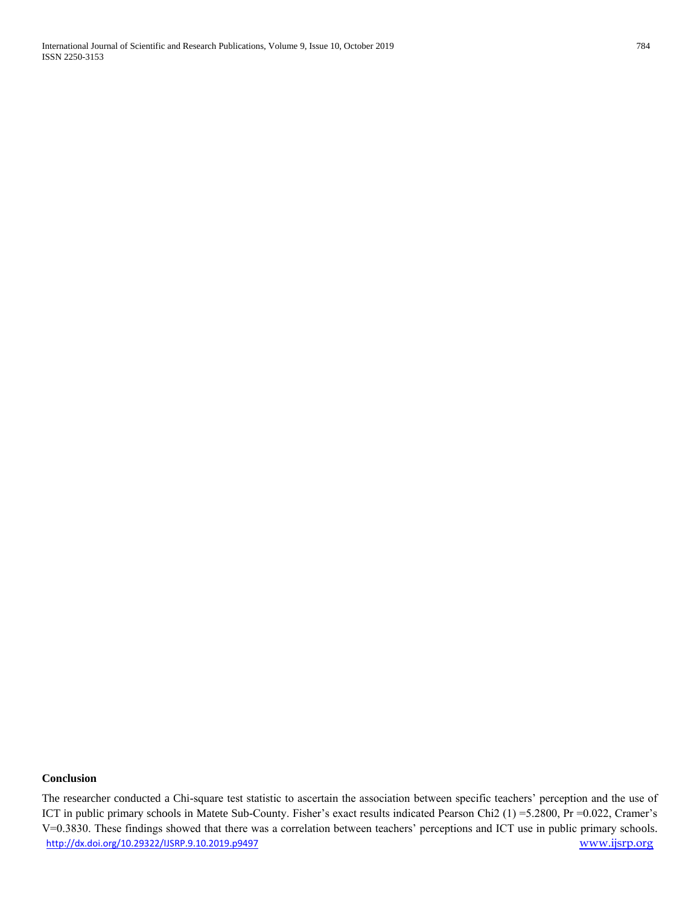**Conclusion**

The researcher conducted a Chi-square test statistic to ascertain the association between specific teachers' perception and the use of ICT in public primary schools in Matete Sub-County. Fisher's exact results indicated Pearson Chi2 (1) =5.2800, Pr =0.022, Cramer's V=0.3830. These findings showed that there was a correlation between teachers' perceptions and ICT use in public primary schools.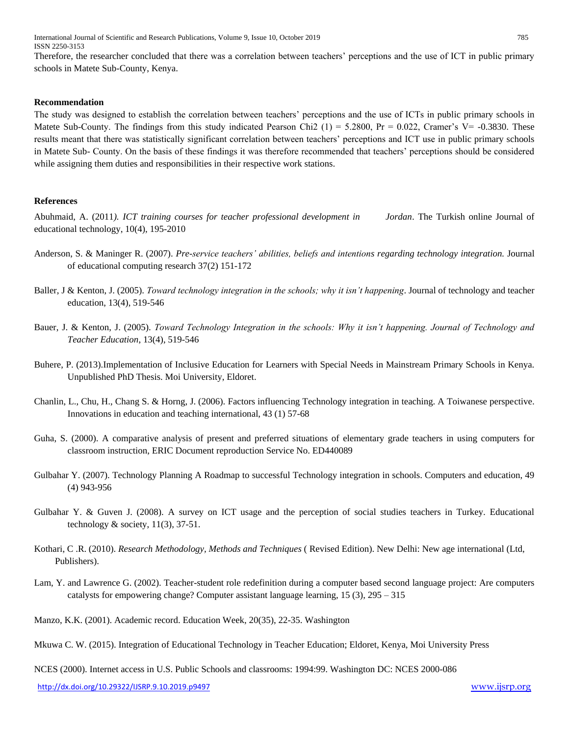Therefore, the researcher concluded that there was a correlation between teachers' perceptions and the use of ICT in public primary schools in Matete Sub-County, Kenya.

**Recommendation**

The study was designed to establish the correlation between teachers' perceptions and the use of ICTs in public primary schools in Matete Sub-County. The findings from this study indicated Pearson Chi2 (1) = 5.2800, Pr = 0.022, Cramer's V= -0.3830. These results meant that there was statistically significant correlation between teachers' perceptions and ICT use in public primary schools in Matete Sub- County. On the basis of these findings it was therefore recommended that teachers' perceptions should be considered while assigning them duties and responsibilities in their respective work stations.

**References**

Abuhmaid, A. (2011*). ICT training courses for teacher professional development in Jordan*. The Turkish online Journal of educational technology, 10(4), 195-2010

Anderson, S. & Maninger R. (2007). *Pre-service teachers' abilities, beliefs and intentions regarding technology integration.* Journal of educational computing research 37(2) 151-172

Baller, J & Kenton, J. (2005). *Toward technology integration in the schools; why it isn't happening*. Journal of technology and teacher education, 13(4), 519-546

Bauer, J. & Kenton, J. (2005). *Toward Technology Integration in the schools: Why it isn't happening. Journal of Technology and Teacher Education*, 13(4), 519-546

Buhere, P. (2013).Implementation of Inclusive Education for Learners with Special Needs in Mainstream Primary Schools in Kenya. Unpublished PhD Thesis. Moi University, Eldoret.

Chanlin, L., Chu, H., Chang S. & Horng, J. (2006). Factors influencing Technology integration in teaching. A Toiwanese perspective. Innovations in education and teaching international, 43 (1) 57-68

Guha, S. (2000). A comparative analysis of present and preferred situations of elementary grade teachers in using computers for classroom instruction, ERIC Document reproduction Service No. ED440089

Gulbahar Y. (2007). Technology Planning A Roadmap to successful Technology integration in schools. Computers and education, 49 (4) 943-956

Gulbahar Y. & Guven J. (2008). A survey on ICT usage and the perception of social studies teachers in Turkey. Educational technology & society, 11(3), 37-51.

Kothari, C .R. (2010). *Research Methodology, Methods and Techniques* ( Revised Edition). New Delhi: New age international (Ltd, Publishers).

Lam, Y. and Lawrence G. (2002). Teacher-student role redefinition during a computer based second language project: Are computers catalysts for empowering change? Computer assistant language learning, 15 (3), 295 – 315

Manzo, K.K. (2001). Academic record. Education Week, 20(35), 22-35. Washington

Mkuwa C. W. (2015). Integration of Educational Technology in Teacher Education; Eldoret, Kenya, Moi University Press

NCES (2000). Internet access in U.S. Public Schools and classrooms: 1994:99. Washington DC: NCES 2000-086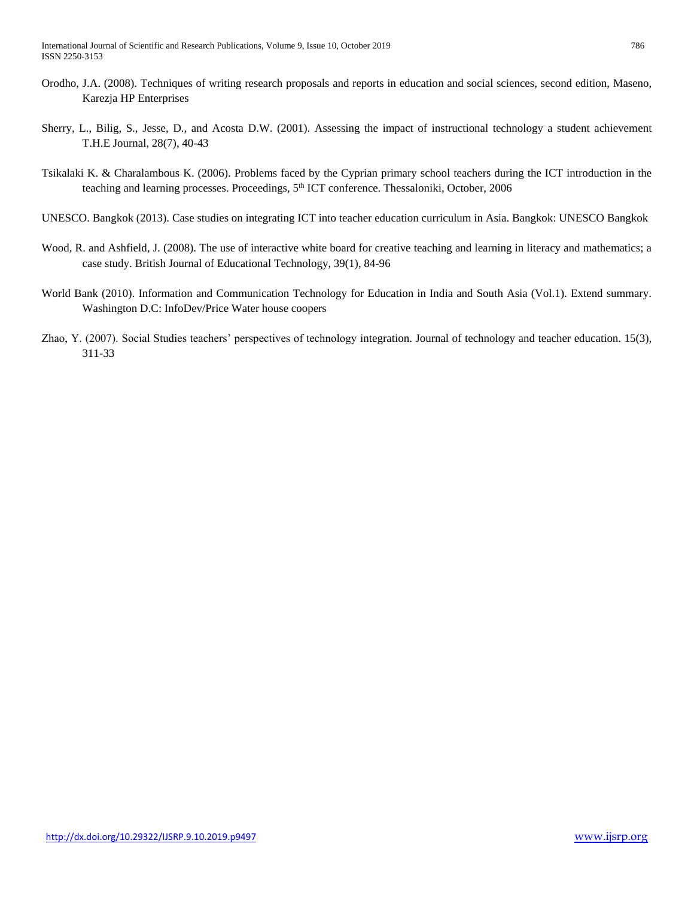Orodho, J.A. (2008). Techniques of writing research proposals and reports in education and social sciences, second edition, Maseno, Karezja HP Enterprises

Sherry, L., Bilig, S., Jesse, D., and Acosta D.W. (2001). Assessing the impact of instructional technology a student achievement T.H.E Journal, 28(7), 40-43

Tsikalaki K. & Charalambous K. (2006). Problems faced by the Cyprian primary school teachers during the ICT introduction in the teaching and learning processes. Proceedings, 5th ICT conference. Thessaloniki, October, 2006

UNESCO. Bangkok (2013). Case studies on integrating ICT into teacher education curriculum in Asia. Bangkok: UNESCO Bangkok

Wood, R. and Ashfield, J. (2008). The use of interactive white board for creative teaching and learning in literacy and mathematics; a case study. British Journal of Educational Technology, 39(1), 84-96

World Bank (2010). Information and Communication Technology for Education in India and South Asia (Vol.1). Extend summary. Washington D.C: InfoDev/Price Water house coopers

Zhao, Y. (2007). Social Studies teachers' perspectives of technology integration. Journal of technology and teacher education. 15(3), 311-33